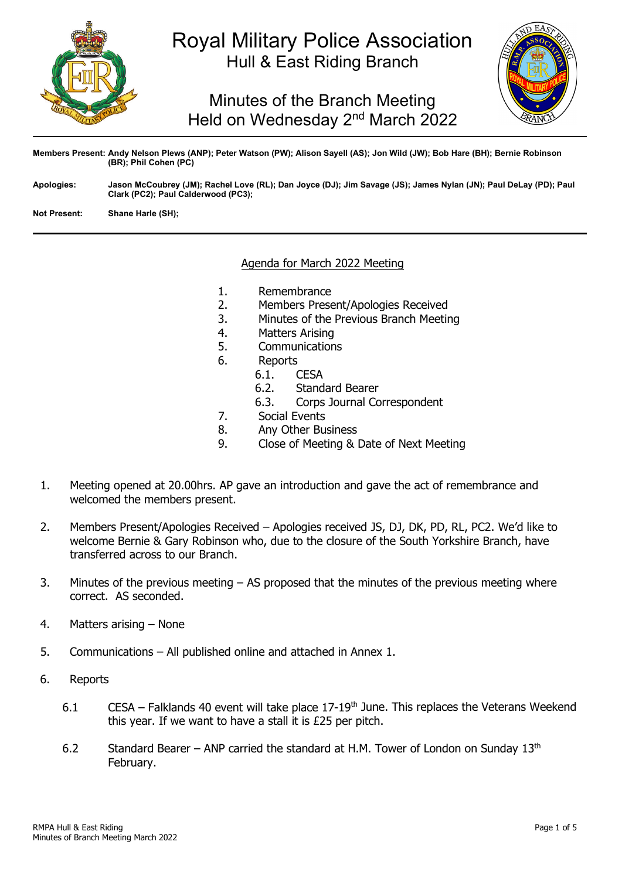# Royal Military Police Association
## Hull & East Riding Branch

## Minutes of the Branch Meeting
## Held on Wednesday 2nd March 2022

**Members Present:** **Andy Nelson Plews (ANP); Peter Watson (PW); Alison Sayell (AS); Jon Wild (JW); Bob Hare (BH); Bernie Robinson (BR); Phil Cohen (PC)**

**Apologies:** **Jason McCoubrey (JM); Rachel Love (RL); Dan Joyce (DJ); Jim Savage (JS); James Nylan (JN); Paul DeLay (PD); Paul Clark (PC2); Paul Calderwood (PC3);**

**Not Present:** **Shane Harle (SH);**

---

Agenda for March 2022 Meeting

1. Remembrance
2. Members Present/Apologies Received
3. Minutes of the Previous Branch Meeting
4. Matters Arising
5. Communications
6. Reports
   - 6.1. CESA
   - 6.2. Standard Bearer
   - 6.3. Corps Journal Correspondent
7. Social Events
8. Any Other Business
9. Close of Meeting & Date of Next Meeting

1. Meeting opened at 20.00hrs. AP gave an introduction and gave the act of remembrance and welcomed the members present.

2. Members Present/Apologies Received – Apologies received JS, DJ, DK, PD, RL, PC2. We'd like to welcome Bernie & Gary Robinson who, due to the closure of the South Yorkshire Branch, have transferred across to our Branch.

3. Minutes of the previous meeting – AS proposed that the minutes of the previous meeting where correct. AS seconded.

4. Matters arising – None

5. Communications – All published online and attached in Annex 1.

6. Reports

   6.1 CESA – Falklands 40 event will take place 17-19th June. This replaces the Veterans Weekend this year. If we want to have a stall it is £25 per pitch.

   6.2 Standard Bearer – ANP carried the standard at H.M. Tower of London on Sunday 13th February.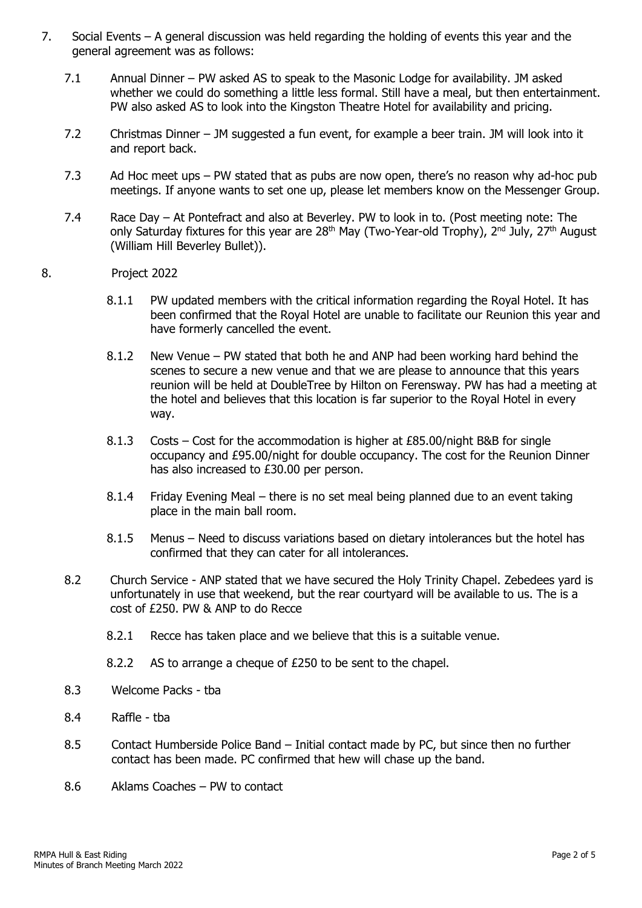7. Social Events – A general discussion was held regarding the holding of events this year and the general agreement was as follows:

   7.1 Annual Dinner – PW asked AS to speak to the Masonic Lodge for availability. JM asked whether we could do something a little less formal. Still have a meal, but then entertainment. PW also asked AS to look into the Kingston Theatre Hotel for availability and pricing.

   7.2 Christmas Dinner – JM suggested a fun event, for example a beer train. JM will look into it and report back.

   7.3 Ad Hoc meet ups – PW stated that as pubs are now open, there's no reason why ad-hoc pub meetings. If anyone wants to set one up, please let members know on the Messenger Group.

   7.4 Race Day – At Pontefract and also at Beverley. PW to look in to. (Post meeting note: The only Saturday fixtures for this year are 28th May (Two-Year-old Trophy), 2nd July, 27th August (William Hill Beverley Bullet)).

8. Project 2022

   8.1.1 PW updated members with the critical information regarding the Royal Hotel. It has been confirmed that the Royal Hotel are unable to facilitate our Reunion this year and have formerly cancelled the event.

   8.1.2 New Venue – PW stated that both he and ANP had been working hard behind the scenes to secure a new venue and that we are please to announce that this years reunion will be held at DoubleTree by Hilton on Ferensway. PW has had a meeting at the hotel and believes that this location is far superior to the Royal Hotel in every way.

   8.1.3 Costs – Cost for the accommodation is higher at £85.00/night B&B for single occupancy and £95.00/night for double occupancy. The cost for the Reunion Dinner has also increased to £30.00 per person.

   8.1.4 Friday Evening Meal – there is no set meal being planned due to an event taking place in the main ball room.

   8.1.5 Menus – Need to discuss variations based on dietary intolerances but the hotel has confirmed that they can cater for all intolerances.

   8.2 Church Service - ANP stated that we have secured the Holy Trinity Chapel. Zebedees yard is unfortunately in use that weekend, but the rear courtyard will be available to us. The is a cost of £250. PW & ANP to do Recce

   8.2.1 Recce has taken place and we believe that this is a suitable venue.

   8.2.2 AS to arrange a cheque of £250 to be sent to the chapel.

   8.3 Welcome Packs - tba

   8.4 Raffle - tba

   8.5 Contact Humberside Police Band – Initial contact made by PC, but since then no further contact has been made. PC confirmed that hew will chase up the band.

   8.6 Aklams Coaches – PW to contact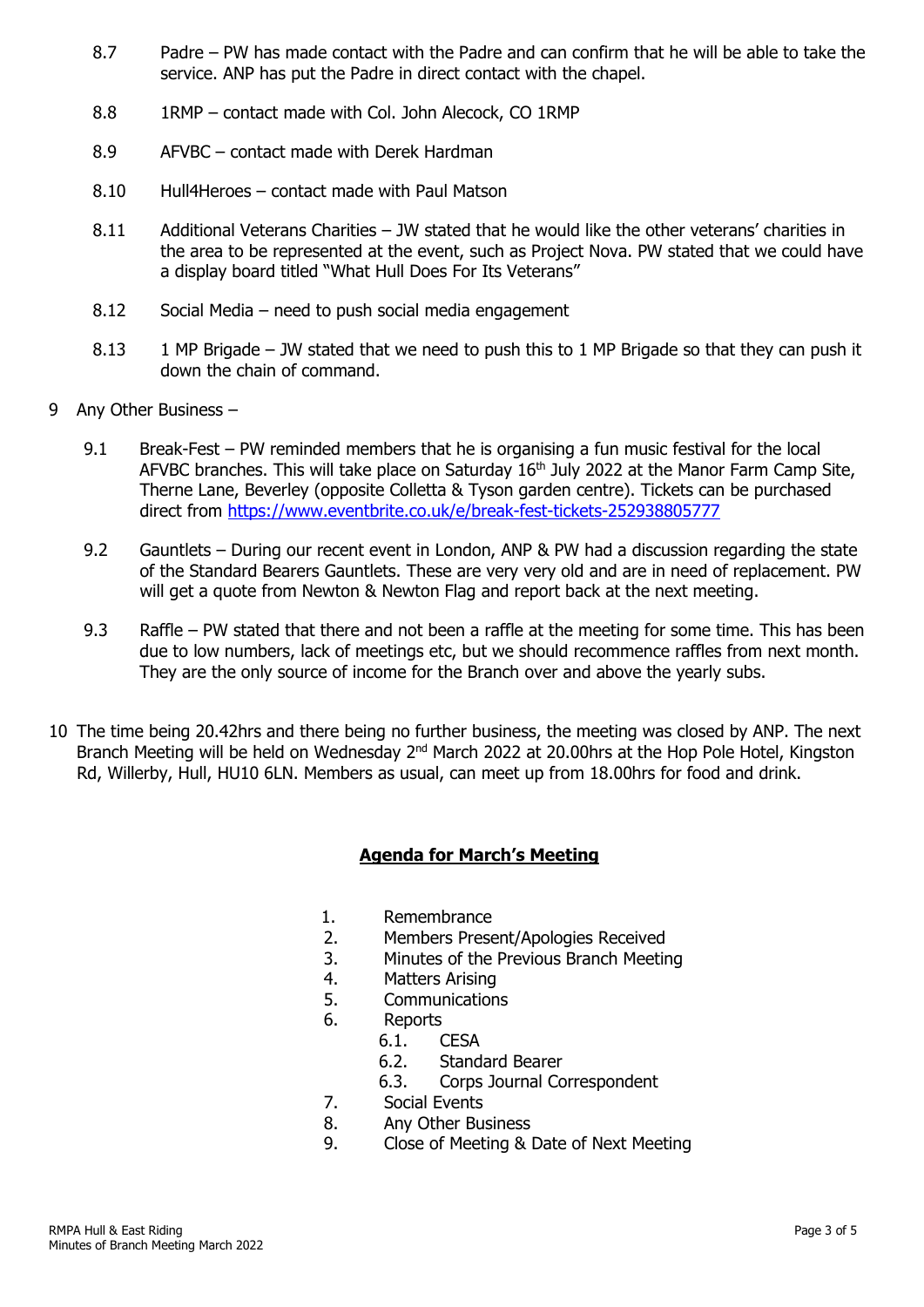8.7 Padre – PW has made contact with the Padre and can confirm that he will be able to take the service. ANP has put the Padre in direct contact with the chapel.

8.8 1RMP – contact made with Col. John Alecock, CO 1RMP

8.9 AFVBC – contact made with Derek Hardman

8.10 Hull4Heroes – contact made with Paul Matson

8.11 Additional Veterans Charities – JW stated that he would like the other veterans' charities in the area to be represented at the event, such as Project Nova. PW stated that we could have a display board titled "What Hull Does For Its Veterans"

8.12 Social Media – need to push social media engagement

8.13 1 MP Brigade – JW stated that we need to push this to 1 MP Brigade so that they can push it down the chain of command.

9 Any Other Business –

9.1 Break-Fest – PW reminded members that he is organising a fun music festival for the local AFVBC branches. This will take place on Saturday 16th July 2022 at the Manor Farm Camp Site, Therne Lane, Beverley (opposite Colletta & Tyson garden centre). Tickets can be purchased direct from https://www.eventbrite.co.uk/e/break-fest-tickets-252938805777

9.2 Gauntlets – During our recent event in London, ANP & PW had a discussion regarding the state of the Standard Bearers Gauntlets. These are very very old and are in need of replacement. PW will get a quote from Newton & Newton Flag and report back at the next meeting.

9.3 Raffle – PW stated that there and not been a raffle at the meeting for some time. This has been due to low numbers, lack of meetings etc, but we should recommence raffles from next month. They are the only source of income for the Branch over and above the yearly subs.

10 The time being 20.42hrs and there being no further business, the meeting was closed by ANP. The next Branch Meeting will be held on Wednesday 2nd March 2022 at 20.00hrs at the Hop Pole Hotel, Kingston Rd, Willerby, Hull, HU10 6LN. Members as usual, can meet up from 18.00hrs for food and drink.

## Agenda for March's Meeting

1. Remembrance
2. Members Present/Apologies Received
3. Minutes of the Previous Branch Meeting
4. Matters Arising
5. Communications
6. Reports
    6.1. CESA
    6.2. Standard Bearer
    6.3. Corps Journal Correspondent
7. Social Events
8. Any Other Business
9. Close of Meeting & Date of Next Meeting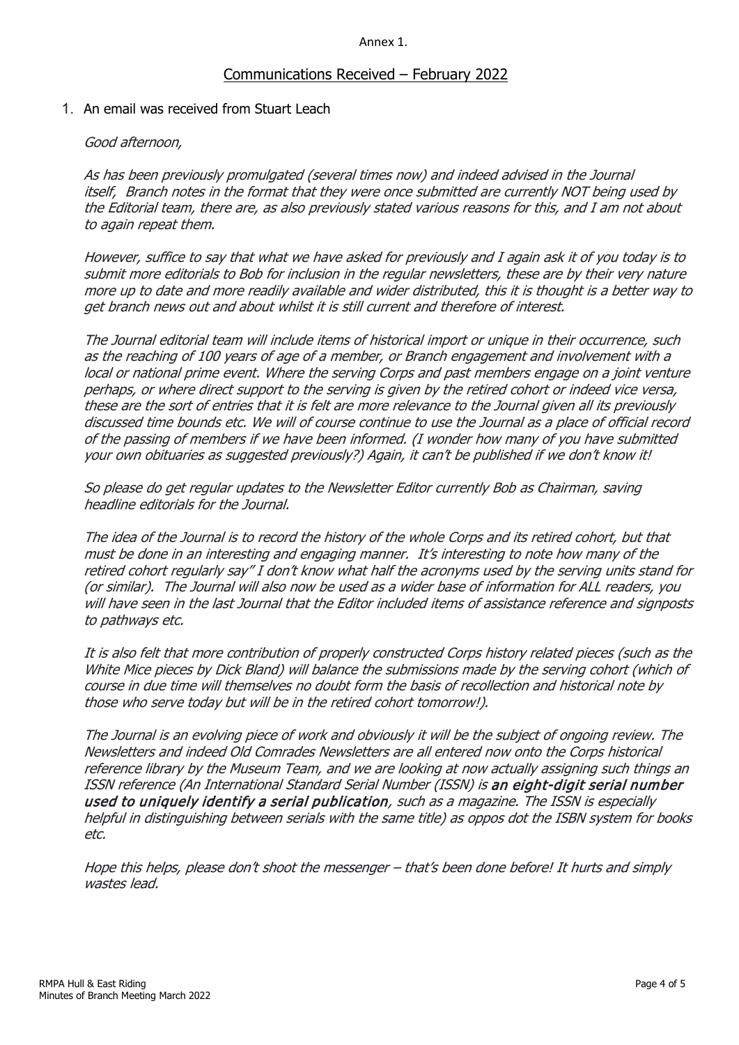Annex 1.

## Communications Received – February 2022

1. An email was received from Stuart Leach

*Good afternoon,*

*As has been previously promulgated (several times now) and indeed advised in the Journal itself, Branch notes in the format that they were once submitted are currently NOT being used by the Editorial team, there are, as also previously stated various reasons for this, and I am not about to again repeat them.*

*However, suffice to say that what we have asked for previously and I again ask it of you today is to submit more editorials to Bob for inclusion in the regular newsletters, these are by their very nature more up to date and more readily available and wider distributed, this it is thought is a better way to get branch news out and about whilst it is still current and therefore of interest.*

*The Journal editorial team will include items of historical import or unique in their occurrence, such as the reaching of 100 years of age of a member, or Branch engagement and involvement with a local or national prime event. Where the serving Corps and past members engage on a joint venture perhaps, or where direct support to the serving is given by the retired cohort or indeed vice versa, these are the sort of entries that it is felt are more relevance to the Journal given all its previously discussed time bounds etc. We will of course continue to use the Journal as a place of official record of the passing of members if we have been informed. (I wonder how many of you have submitted your own obituaries as suggested previously?) Again, it can't be published if we don't know it!*

*So please do get regular updates to the Newsletter Editor currently Bob as Chairman, saving headline editorials for the Journal.*

*The idea of the Journal is to record the history of the whole Corps and its retired cohort, but that must be done in an interesting and engaging manner. It's interesting to note how many of the retired cohort regularly say" I don't know what half the acronyms used by the serving units stand for (or similar). The Journal will also now be used as a wider base of information for ALL readers, you will have seen in the last Journal that the Editor included items of assistance reference and signposts to pathways etc.*

*It is also felt that more contribution of properly constructed Corps history related pieces (such as the White Mice pieces by Dick Bland) will balance the submissions made by the serving cohort (which of course in due time will themselves no doubt form the basis of recollection and historical note by those who serve today but will be in the retired cohort tomorrow!).*

*The Journal is an evolving piece of work and obviously it will be the subject of ongoing review. The Newsletters and indeed Old Comrades Newsletters are all entered now onto the Corps historical reference library by the Museum Team, and we are looking at now actually assigning such things an ISSN reference (An International Standard Serial Number (ISSN) is* ***an eight-digit serial number used to uniquely identify a serial publication****, such as a magazine. The ISSN is especially helpful in distinguishing between serials with the same title) as oppos dot the ISBN system for books etc.*

*Hope this helps, please don't shoot the messenger – that's been done before! It hurts and simply wastes lead.*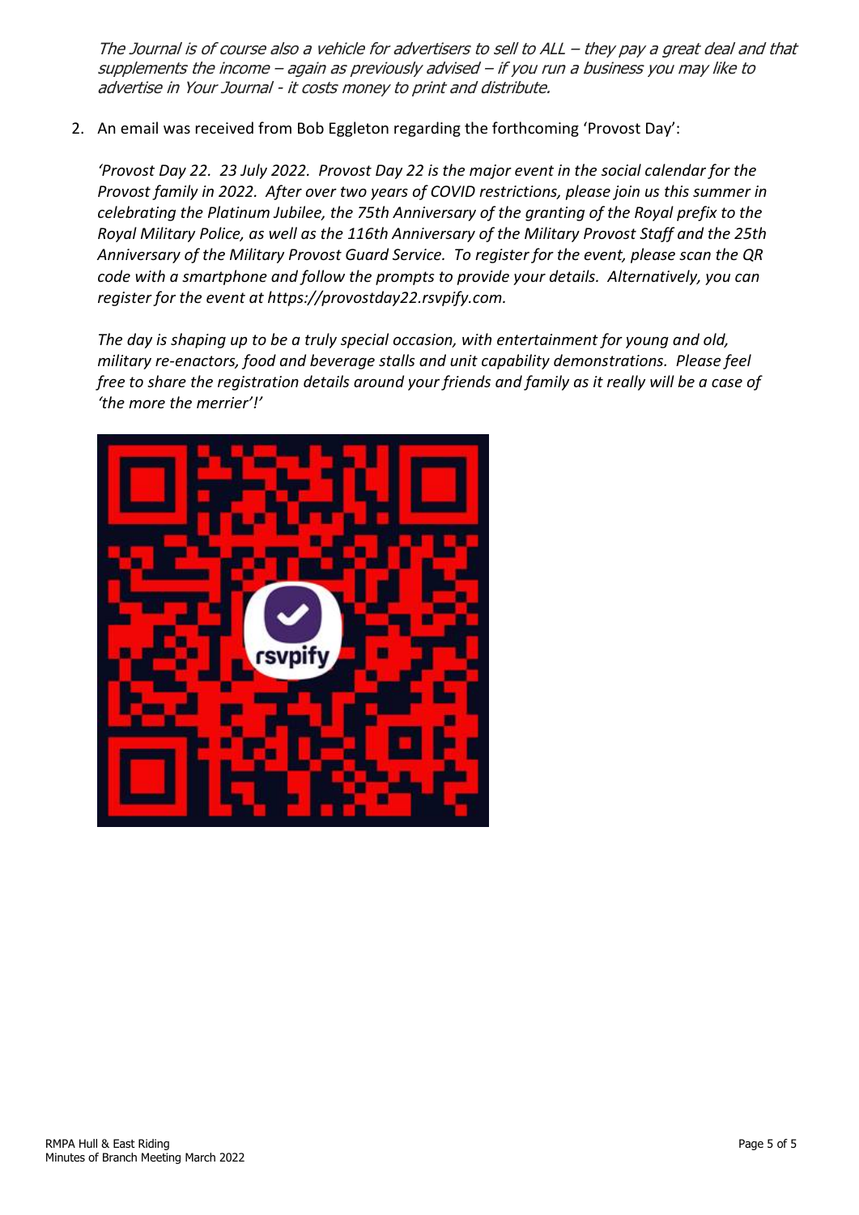*The Journal is of course also a vehicle for advertisers to sell to ALL – they pay a great deal and that supplements the income – again as previously advised – if you run a business you may like to advertise in Your Journal - it costs money to print and distribute.*

2. An email was received from Bob Eggleton regarding the forthcoming 'Provost Day':

   *'Provost Day 22. 23 July 2022. Provost Day 22 is the major event in the social calendar for the Provost family in 2022. After over two years of COVID restrictions, please join us this summer in celebrating the Platinum Jubilee, the 75th Anniversary of the granting of the Royal prefix to the Royal Military Police, as well as the 116th Anniversary of the Military Provost Staff and the 25th Anniversary of the Military Provost Guard Service. To register for the event, please scan the QR code with a smartphone and follow the prompts to provide your details. Alternatively, you can register for the event at https://provostday22.rsvpify.com.*

   *The day is shaping up to be a truly special occasion, with entertainment for young and old, military re-enactors, food and beverage stalls and unit capability demonstrations. Please feel free to share the registration details around your friends and family as it really will be a case of 'the more the merrier'!'*